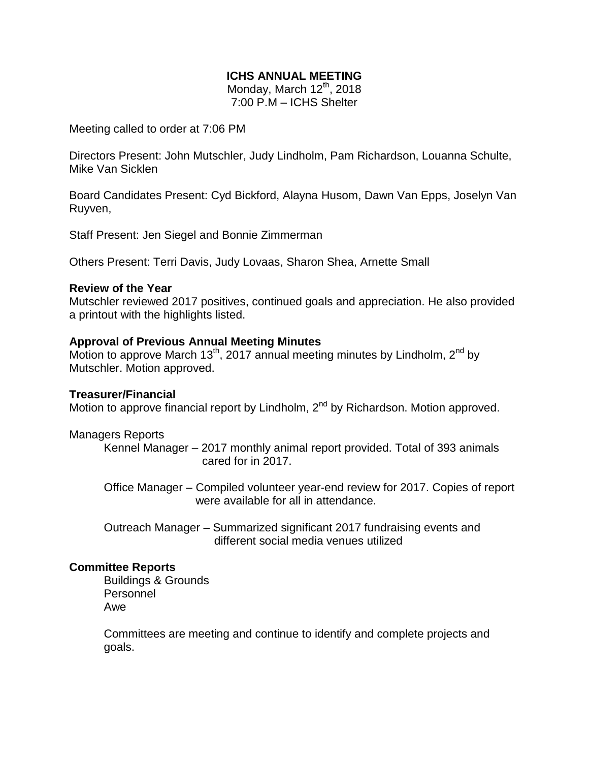**ICHS ANNUAL MEETING**
Monday, March 12th, 2018
7:00 P.M – ICHS Shelter

Meeting called to order at 7:06 PM

Directors Present: John Mutschler, Judy Lindholm, Pam Richardson, Louanna Schulte, Mike Van Sicklen

Board Candidates Present: Cyd Bickford, Alayna Husom, Dawn Van Epps, Joselyn Van Ruyven,

Staff Present: Jen Siegel and Bonnie Zimmerman

Others Present: Terri Davis, Judy Lovaas, Sharon Shea, Arnette Small

**Review of the Year**
Mutschler reviewed 2017 positives, continued goals and appreciation. He also provided a printout with the highlights listed.

**Approval of Previous Annual Meeting Minutes**
Motion to approve March 13th, 2017 annual meeting minutes by Lindholm, 2nd by Mutschler. Motion approved.

**Treasurer/Financial**
Motion to approve financial report by Lindholm, 2nd by Richardson. Motion approved.

Managers Reports

- Kennel Manager – 2017 monthly animal report provided. Total of 393 animals cared for in 2017.
- Office Manager – Compiled volunteer year-end review for 2017. Copies of report were available for all in attendance.
- Outreach Manager – Summarized significant 2017 fundraising events and different social media venues utilized

**Committee Reports**

- Buildings & Grounds
- Personnel
- Awe

Committees are meeting and continue to identify and complete projects and goals.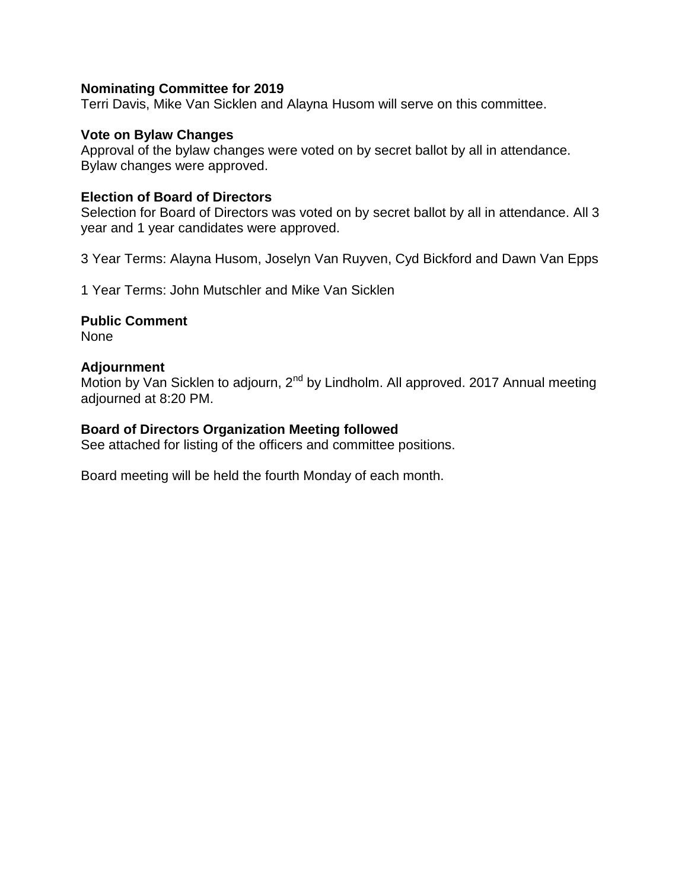**Nominating Committee for 2019**
Terri Davis, Mike Van Sicklen and Alayna Husom will serve on this committee.

**Vote on Bylaw Changes**
Approval of the bylaw changes were voted on by secret ballot by all in attendance. Bylaw changes were approved.

**Election of Board of Directors**
Selection for Board of Directors was voted on by secret ballot by all in attendance. All 3 year and 1 year candidates were approved.

3 Year Terms: Alayna Husom, Joselyn Van Ruyven, Cyd Bickford and Dawn Van Epps

1 Year Terms: John Mutschler and Mike Van Sicklen

**Public Comment**
None

**Adjournment**
Motion by Van Sicklen to adjourn, 2nd by Lindholm. All approved. 2017 Annual meeting adjourned at 8:20 PM.

**Board of Directors Organization Meeting followed**
See attached for listing of the officers and committee positions.

Board meeting will be held the fourth Monday of each month.